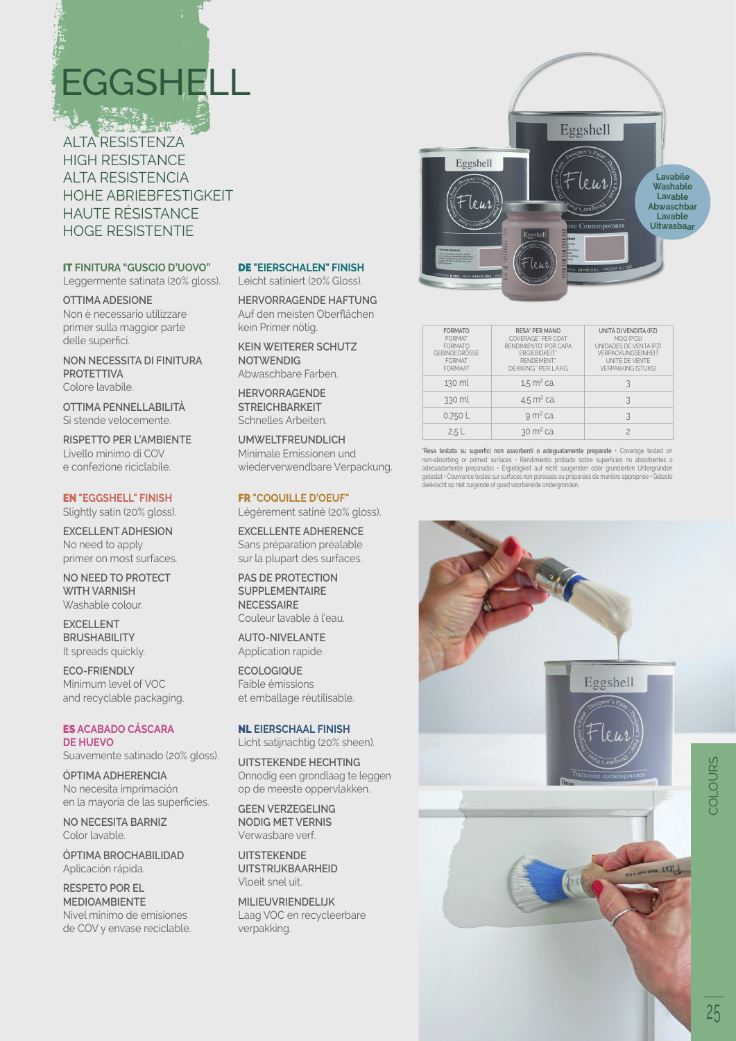# EGGSHELL

ALTA RESISTENZA
HIGH RESISTANCE
ALTA RESISTENCIA
HOHE ABRIEBFESTIGKEIT
HAUTE RÉSISTANCE
HOGE RESISTENTIE

### IT FINITURA "GUSCIO D'UOVO"

Leggermente satinata (20% gloss).

**OTTIMA ADESIONE**
Non è necessario utilizzare primer sulla maggior parte delle superfici.

**NON NECESSITA DI FINITURA PROTETTIVA**
Colore lavabile.

**OTTIMA PENNELLABILITÀ**
Si stende velocemente.

**RISPETTO PER L'AMBIENTE**
Livello minimo di COV e confezione riciclabile.

### EN "EGGSHELL" FINISH

Slightly satin (20% gloss).

**EXCELLENT ADHESION**
No need to apply primer on most surfaces.

**NO NEED TO PROTECT WITH VARNISH**
Washable colour.

**EXCELLENT BRUSHABILITY**
It spreads quickly.

**ECO-FRIENDLY**
Minimum level of VOC and recyclable packaging.

### ES ACABADO CÁSCARA DE HUEVO

Suavemente satinado (20% gloss).

**ÓPTIMA ADHERENCIA**
No necesita imprimación en la mayoría de las superficies.

**NO NECESITA BARNIZ**
Color lavable.

**ÓPTIMA BROCHABILIDAD**
Aplicación rápida.

**RESPETO POR EL MEDIOAMBIENTE**
Nivel mínimo de emisiones de COV y envase reciclable.

### DE "EIERSCHALEN" FINISH

Leicht satiniert (20% Gloss).

**HERVORRAGENDE HAFTUNG**
Auf den meisten Oberflächen kein Primer nötig.

**KEIN WEITERER SCHUTZ NOTWENDIG**
Abwaschbare Farben.

**HERVORRAGENDE STREICHBARKEIT**
Schnelles Arbeiten.

**UMWELTFREUNDLICH**
Minimale Emissionen und wiederverwendbare Verpackung.

### FR "COQUILLE D'OEUF"

Légèrement satiné (20% gloss).

**EXCELLENTE ADHERENCE**
Sans préparation préalable sur la plupart des surfaces.

**PAS DE PROTECTION SUPPLEMENTAIRE NECESSAIRE**
Couleur lavable à l'eau.

**AUTO-NIVELANTE**
Application rapide.

**ECOLOGIQUE**
Faible émissions et emballage réutilisable.

### NL EIERSCHAAL FINISH

Licht satijnachtig (20% sheen).

**UITSTEKENDE HECHTING**
Onnodig een grondlaag te leggen op de meeste oppervlakken.

**GEEN VERZEGELING NODIG MET VERNIS**
Verwasbare verf.

**UITSTEKENDE UITSTRIJKBAARHEID**
Vloeit snel uit.

**MILIEUVRIENDELIJK**
Laag VOC en recycleerbare verpakking.

Lavabile
Washable
Lavable
Abwaschbar
Lavable
Uitwasbaar

| FORMATO / FORMAT / FORMATO / GEBINDEGRÖSSE / FORMAT / FORMAAT | RESA* PER MANO / COVERAGE* PER COAT / RENDIMIENTO* POR CAPA / ERGIEBIGKEIT* / RENDEMENT* / DEKKING* PER LAAG | UNITÀ DI VENDITA (PZ) / MOQ (PCS) / UNIDADES DE VENTA (PZ) / VERPACKUNGSEINHEIT / UNITÉ DE VENTE / VERPAKKING (STUKS) |
|---|---|---|
| 130 ml | 1,5 m² ca. | 3 |
| 330 ml | 4,5 m² ca. | 3 |
| 0,750 L | 9 m² ca. | 3 |
| 2,5 L | 30 m² ca. | 2 |

*Resa testata su superfici non assorbenti o adeguatamente preparate • Coverage tested on non-absorbing or primed surfaces • Rendimiento probado sobre superficies no absorbentes o adecuadamente preparadas • Ergiebigkeit auf nicht saugenden oder grundierten Untergründen getestet • Couvrance testée sur surfaces non poreuses ou préparées de manière appropriée • Geteste dekkracht op niet zuigende of goed voorbereide ondergronden.

COLOURS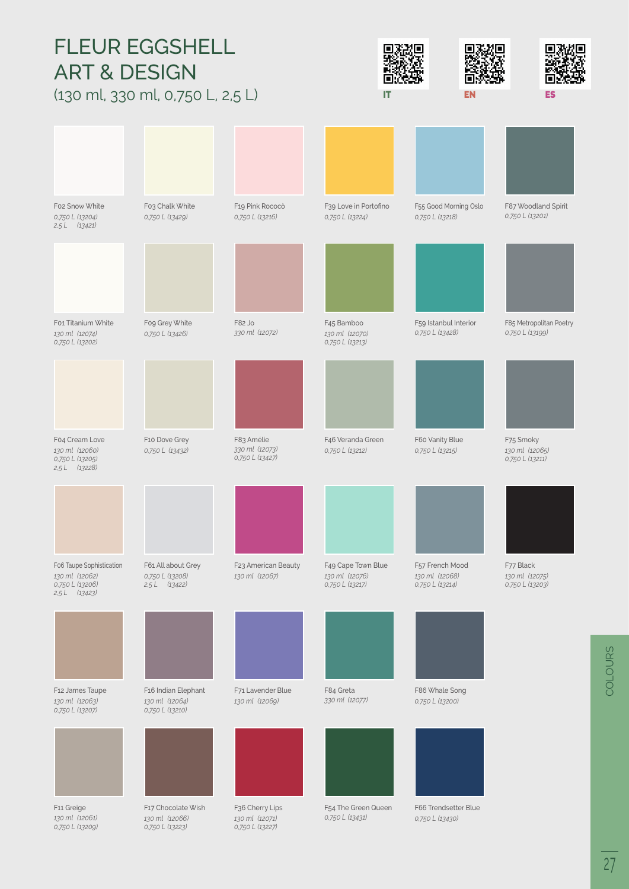# FLEUR EGGSHELL ART & DESIGN

(130 ml, 330 ml, 0,750 L, 2,5 L)

IT EN ES

F02 Snow White
*0,750 L (13204)*
*2,5 L (13421)*

F03 Chalk White
*0,750 L (13429)*

F19 Pink Rococò
*0,750 L (13216)*

F39 Love in Portofino
*0,750 L (13224)*

F55 Good Morning Oslo
*0,750 L (13218)*

F87 Woodland Spirit
*0,750 L (13201)*

F01 Titanium White
*130 ml (12074)*
*0,750 L (13202)*

F09 Grey White
*0,750 L (13426)*

F82 Jo
*330 ml (12072)*

F45 Bamboo
*130 ml (12070)*
*0,750 L (13213)*

F59 Istanbul Interior
*0,750 L (13428)*

F85 Metropolitan Poetry
*0,750 L (13199)*

F04 Cream Love
*130 ml (12060)*
*0,750 L (13205)*
*2,5 L (13228)*

F10 Dove Grey
*0,750 L (13432)*

F83 Amélie
*330 ml (12073)*
*0,750 L (13427)*

F46 Veranda Green
*0,750 L (13212)*

F60 Vanity Blue
*0,750 L (13215)*

F75 Smoky
*130 ml (12065)*
*0,750 L (13211)*

F06 Taupe Sophistication
*130 ml (12062)*
*0,750 L (13206)*
*2,5 L (13423)*

F61 All about Grey
*0,750 L (13208)*
*2,5 L (13422)*

F23 American Beauty
*130 ml (12067)*

F49 Cape Town Blue
*130 ml (12076)*
*0,750 L (13217)*

F57 French Mood
*130 ml (12068)*
*0,750 L (13214)*

F77 Black
*130 ml (12075)*
*0,750 L (13203)*

F12 James Taupe
*130 ml (12063)*
*0,750 L (13207)*

F16 Indian Elephant
*130 ml (12064)*
*0,750 L (13210)*

F71 Lavender Blue
*130 ml (12069)*

F84 Greta
*330 ml (12077)*

F86 Whale Song
*0,750 L (13200)*

F11 Greige
*130 ml (12061)*
*0,750 L (13209)*

F17 Chocolate Wish
*130 ml (12066)*
*0,750 L (13223)*

F36 Cherry Lips
*130 ml (12071)*
*0,750 L (13227)*

F54 The Green Queen
*0,750 L (13431)*

F66 Trendsetter Blue
*0,750 L (13430)*

COLOURS